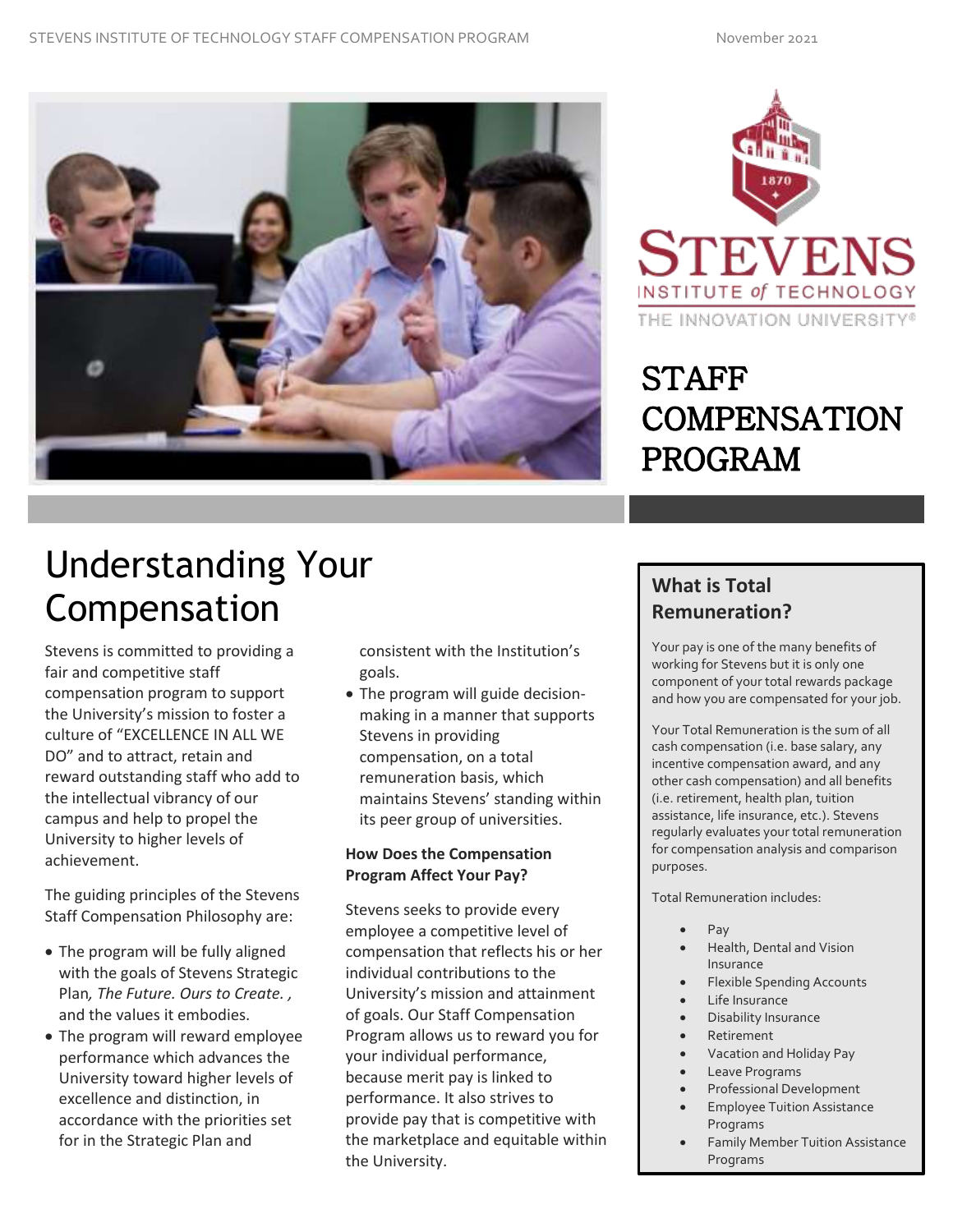# STAFF COMPENSATION PROGRAM

## Understanding Your Compensation

Stevens is committed to providing a fair and competitive staff compensation program to support the University's mission to foster a culture of "EXCELLENCE IN ALL WE DO" and to attract, retain and reward outstanding staff who add to the intellectual vibrancy of our campus and help to propel the University to higher levels of achievement.

The guiding principles of the Stevens Staff Compensation Philosophy are:

- The program will be fully aligned with the goals of Stevens Strategic Plan*, The Future. Ours to Create. ,* and the values it embodies.
- The program will reward employee performance which advances the University toward higher levels of excellence and distinction, in accordance with the priorities set for in the Strategic Plan and consistent with the Institution's goals.
- The program will guide decision-making in a manner that supports Stevens in providing compensation, on a total remuneration basis, which maintains Stevens' standing within its peer group of universities.

**How Does the Compensation Program Affect Your Pay?**

Stevens seeks to provide every employee a competitive level of compensation that reflects his or her individual contributions to the University's mission and attainment of goals. Our Staff Compensation Program allows us to reward you for your individual performance, because merit pay is linked to performance. It also strives to provide pay that is competitive with the marketplace and equitable within the University.

### What is Total Remuneration?

Your pay is one of the many benefits of working for Stevens but it is only one component of your total rewards package and how you are compensated for your job.

Your Total Remuneration is the sum of all cash compensation (i.e. base salary, any incentive compensation award, and any other cash compensation) and all benefits (i.e. retirement, health plan, tuition assistance, life insurance, etc.). Stevens regularly evaluates your total remuneration for compensation analysis and comparison purposes.

Total Remuneration includes:

- Pay
- Health, Dental and Vision Insurance
- Flexible Spending Accounts
- Life Insurance
- Disability Insurance
- Retirement
- Vacation and Holiday Pay
- Leave Programs
- Professional Development
- Employee Tuition Assistance Programs
- Family Member Tuition Assistance Programs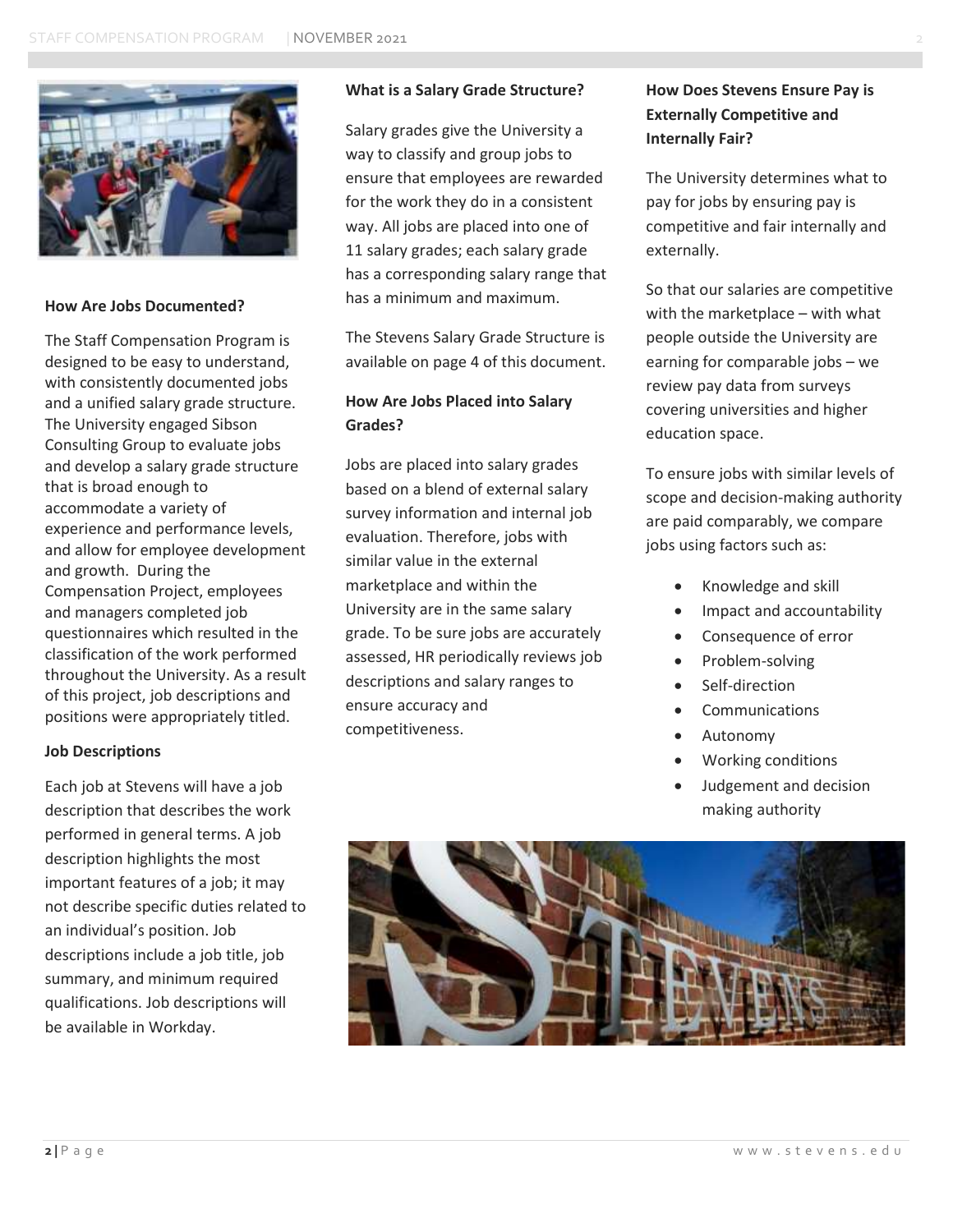### How Are Jobs Documented?

The Staff Compensation Program is designed to be easy to understand, with consistently documented jobs and a unified salary grade structure. The University engaged Sibson Consulting Group to evaluate jobs and develop a salary grade structure that is broad enough to accommodate a variety of experience and performance levels, and allow for employee development and growth. During the Compensation Project, employees and managers completed job questionnaires which resulted in the classification of the work performed throughout the University. As a result of this project, job descriptions and positions were appropriately titled.

### Job Descriptions

Each job at Stevens will have a job description that describes the work performed in general terms. A job description highlights the most important features of a job; it may not describe specific duties related to an individual's position. Job descriptions include a job title, job summary, and minimum required qualifications. Job descriptions will be available in Workday.

### What is a Salary Grade Structure?

Salary grades give the University a way to classify and group jobs to ensure that employees are rewarded for the work they do in a consistent way. All jobs are placed into one of 11 salary grades; each salary grade has a corresponding salary range that has a minimum and maximum.

The Stevens Salary Grade Structure is available on page 4 of this document.

### How Are Jobs Placed into Salary Grades?

Jobs are placed into salary grades based on a blend of external salary survey information and internal job evaluation. Therefore, jobs with similar value in the external marketplace and within the University are in the same salary grade. To be sure jobs are accurately assessed, HR periodically reviews job descriptions and salary ranges to ensure accuracy and competitiveness.

### How Does Stevens Ensure Pay is Externally Competitive and Internally Fair?

The University determines what to pay for jobs by ensuring pay is competitive and fair internally and externally.

So that our salaries are competitive with the marketplace – with what people outside the University are earning for comparable jobs – we review pay data from surveys covering universities and higher education space.

To ensure jobs with similar levels of scope and decision-making authority are paid comparably, we compare jobs using factors such as:

- Knowledge and skill
- Impact and accountability
- Consequence of error
- Problem-solving
- Self-direction
- Communications
- Autonomy
- Working conditions
- Judgement and decision making authority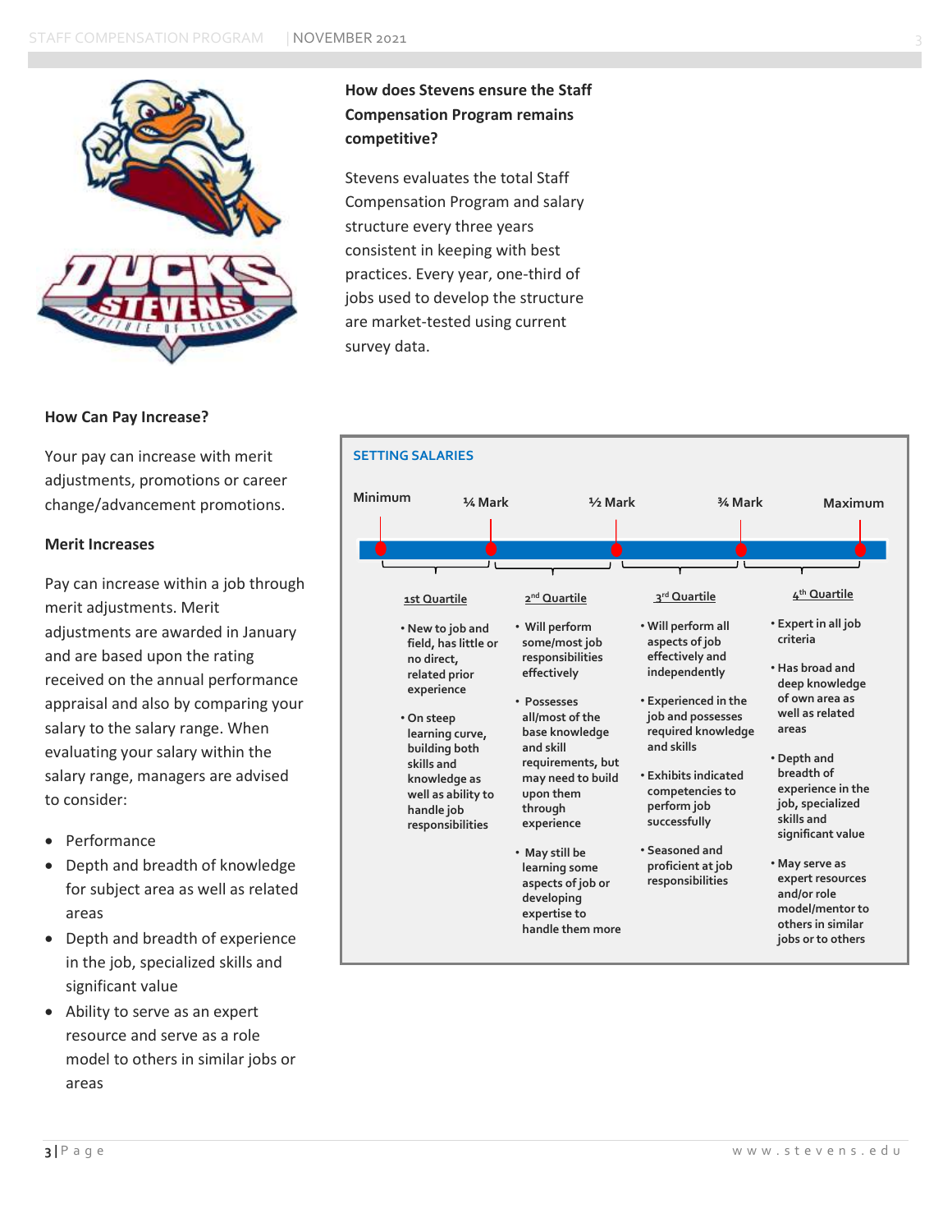## How does Stevens ensure the Staff Compensation Program remains competitive?

Stevens evaluates the total Staff Compensation Program and salary structure every three years consistent in keeping with best practices. Every year, one-third of jobs used to develop the structure are market-tested using current survey data.

## How Can Pay Increase?

Your pay can increase with merit adjustments, promotions or career change/advancement promotions.

### Merit Increases

Pay can increase within a job through merit adjustments. Merit adjustments are awarded in January and are based upon the rating received on the annual performance appraisal and also by comparing your salary to the salary range. When evaluating your salary within the salary range, managers are advised to consider:

- Performance
- Depth and breadth of knowledge for subject area as well as related areas
- Depth and breadth of experience in the job, specialized skills and significant value
- Ability to serve as an expert resource and serve as a role model to others in similar jobs or areas

### SETTING SALARIES

Minimum — ¼ Mark — ½ Mark — ¾ Mark — Maximum

| 1st Quartile | 2nd Quartile | 3rd Quartile | 4th Quartile |
|---|---|---|---|
| • New to job and field, has little or no direct, related prior experience<br>• On steep learning curve, building both skills and knowledge as well as ability to handle job responsibilities | • Will perform some/most job responsibilities effectively<br>• Possesses all/most of the base knowledge and skill requirements, but may need to build upon them through experience<br>• May still be learning some aspects of job or developing expertise to handle them more | • Will perform all aspects of job effectively and independently<br>• Experienced in the job and possesses required knowledge and skills<br>• Exhibits indicated competencies to perform job successfully<br>• Seasoned and proficient at job responsibilities | • Expert in all job criteria<br>• Has broad and deep knowledge of own area as well as related areas<br>• Depth and breadth of experience in the job, specialized skills and significant value<br>• May serve as expert resources and/or role model/mentor to others in similar jobs or to others |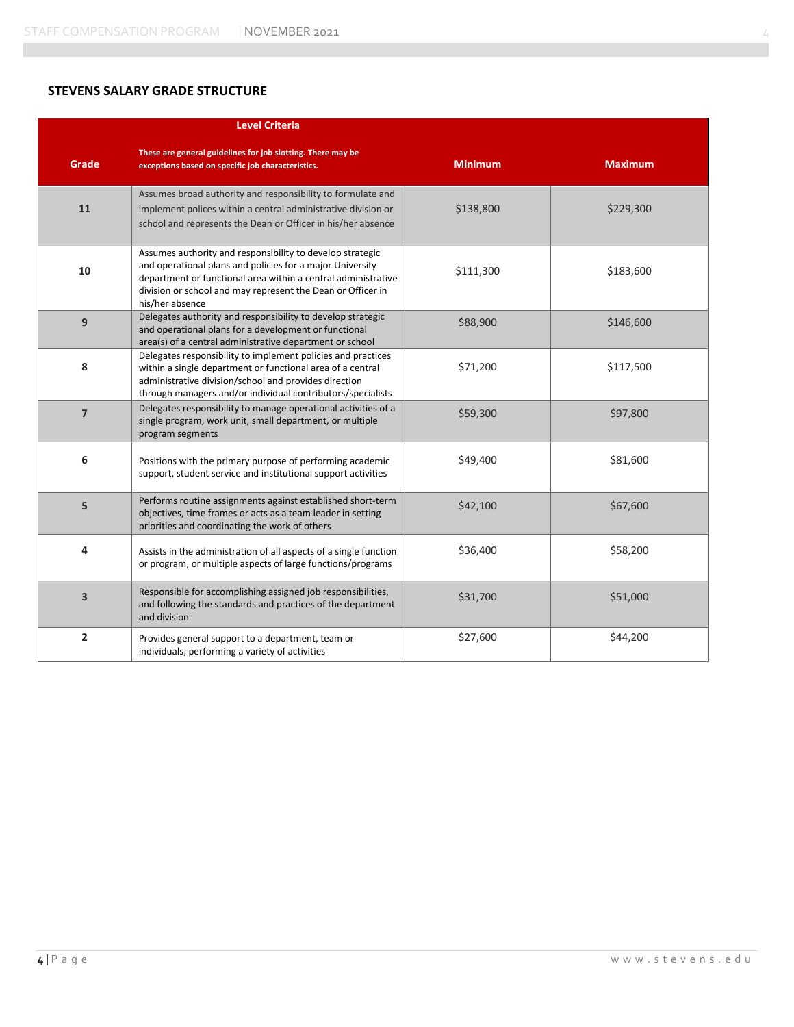## STEVENS SALARY GRADE STRUCTURE

| Grade | **Level Criteria**<br>These are general guidelines for job slotting. There may be exceptions based on specific job characteristics. | Minimum | Maximum |
|---|---|---|---|
| 11 | Assumes broad authority and responsibility to formulate and implement polices within a central administrative division or school and represents the Dean or Officer in his/her absence | $138,800 | $229,300 |
| 10 | Assumes authority and responsibility to develop strategic and operational plans and policies for a major University department or functional area within a central administrative division or school and may represent the Dean or Officer in his/her absence | $111,300 | $183,600 |
| 9 | Delegates authority and responsibility to develop strategic and operational plans for a development or functional area(s) of a central administrative department or school | $88,900 | $146,600 |
| 8 | Delegates responsibility to implement policies and practices within a single department or functional area of a central administrative division/school and provides direction through managers and/or individual contributors/specialists | $71,200 | $117,500 |
| 7 | Delegates responsibility to manage operational activities of a single program, work unit, small department, or multiple program segments | $59,300 | $97,800 |
| 6 | Positions with the primary purpose of performing academic support, student service and institutional support activities | $49,400 | $81,600 |
| 5 | Performs routine assignments against established short-term objectives, time frames or acts as a team leader in setting priorities and coordinating the work of others | $42,100 | $67,600 |
| 4 | Assists in the administration of all aspects of a single function or program, or multiple aspects of large functions/programs | $36,400 | $58,200 |
| 3 | Responsible for accomplishing assigned job responsibilities, and following the standards and practices of the department and division | $31,700 | $51,000 |
| 2 | Provides general support to a department, team or individuals, performing a variety of activities | $27,600 | $44,200 |